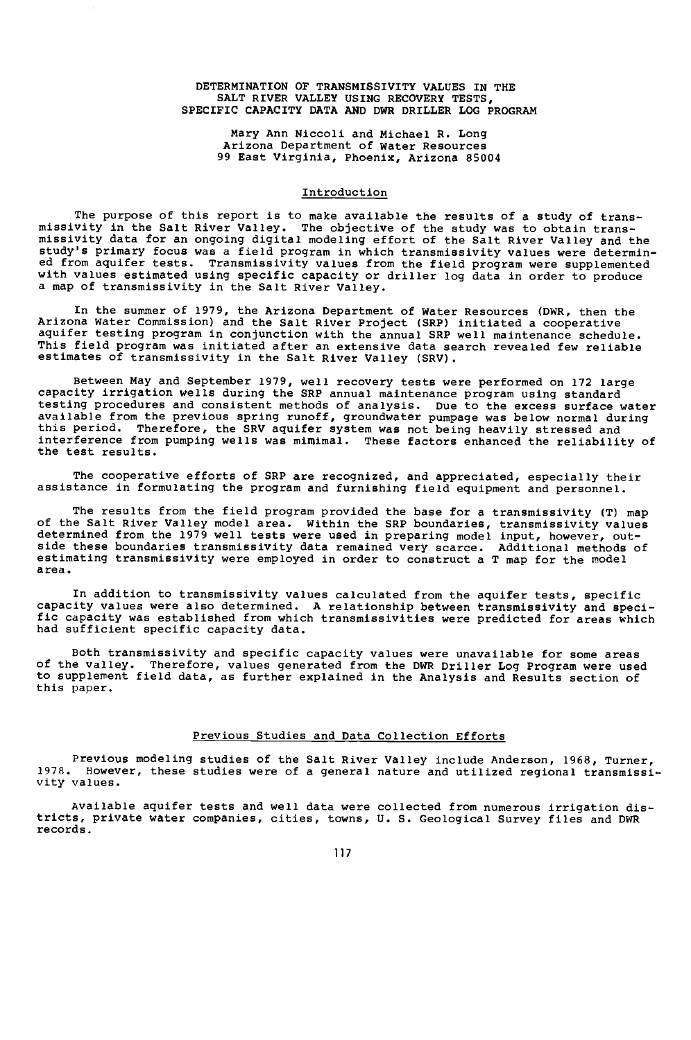# DETERMINATION OF TRANSMISSIVITY VALUES IN THE SALT RIVER VALLEY USING RECOVERY TESTS, SPECIFIC CAPACITY DATA AND DWR DRILLER LOG PROGRAM

Mary Ann Niccoli and Michael R. Long
Arizona Department of Water Resources
99 East Virginia, Phoenix, Arizona 85004

## Introduction

The purpose of this report is to make available the results of a study of transmissivity in the Salt River Valley. The objective of the study was to obtain transmissivity data for an ongoing digital modeling effort of the Salt River Valley and the study's primary focus was a field program in which transmissivity values were determined from aquifer tests. Transmissivity values from the field program were supplemented with values estimated using specific capacity or driller log data in order to produce a map of transmissivity in the Salt River Valley.

In the summer of 1979, the Arizona Department of Water Resources (DWR, then the Arizona Water Commission) and the Salt River Project (SRP) initiated a cooperative aquifer testing program in conjunction with the annual SRP well maintenance schedule. This field program was initiated after an extensive data search revealed few reliable estimates of transmissivity in the Salt River Valley (SRV).

Between May and September 1979, well recovery tests were performed on 172 large capacity irrigation wells during the SRP annual maintenance program using standard testing procedures and consistent methods of analysis. Due to the excess surface water available from the previous spring runoff, groundwater pumpage was below normal during this period. Therefore, the SRV aquifer system was not being heavily stressed and interference from pumping wells was minimal. These factors enhanced the reliability of the test results.

The cooperative efforts of SRP are recognized, and appreciated, especially their assistance in formulating the program and furnishing field equipment and personnel.

The results from the field program provided the base for a transmissivity (T) map of the Salt River Valley model area. Within the SRP boundaries, transmissivity values determined from the 1979 well tests were used in preparing model input, however, outside these boundaries transmissivity data remained very scarce. Additional methods of estimating transmissivity were employed in order to construct a T map for the model area.

In addition to transmissivity values calculated from the aquifer tests, specific capacity values were also determined. A relationship between transmissivity and specific capacity was established from which transmissivities were predicted for areas which had sufficient specific capacity data.

Both transmissivity and specific capacity values were unavailable for some areas of the valley. Therefore, values generated from the DWR Driller Log Program were used to supplement field data, as further explained in the Analysis and Results section of this paper.

## Previous Studies and Data Collection Efforts

Previous modeling studies of the Salt River Valley include Anderson, 1968, Turner, 1978. However, these studies were of a general nature and utilized regional transmissivity values.

Available aquifer tests and well data were collected from numerous irrigation districts, private water companies, cities, towns, U. S. Geological Survey files and DWR records.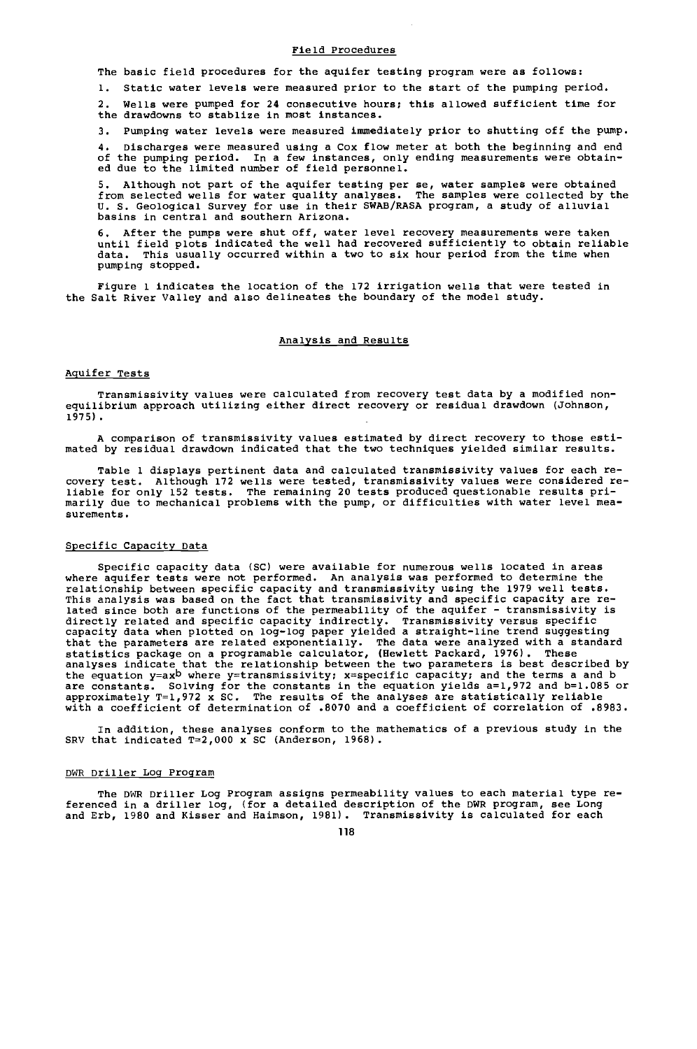## Field Procedures

The basic field procedures for the aquifer testing program were as follows:

1. Static water levels were measured prior to the start of the pumping period.

2. Wells were pumped for 24 consecutive hours; this allowed sufficient time for the drawdowns to stablize in most instances.

3. Pumping water levels were measured immediately prior to shutting off the pump.

4. Discharges were measured using a Cox flow meter at both the beginning and end of the pumping period. In a few instances, only ending measurements were obtained due to the limited number of field personnel.

5. Although not part of the aquifer testing per se, water samples were obtained from selected wells for water quality analyses. The samples were collected by the U. S. Geological Survey for use in their SWAB/RASA program, a study of alluvial basins in central and southern Arizona.

6. After the pumps were shut off, water level recovery measurements were taken until field plots indicated the well had recovered sufficiently to obtain reliable data. This usually occurred within a two to six hour period from the time when pumping stopped.

Figure 1 indicates the location of the 172 irrigation wells that were tested in the Salt River Valley and also delineates the boundary of the model study.

## Analysis and Results

### Aquifer Tests

Transmissivity values were calculated from recovery test data by a modified non-equilibrium approach utilizing either direct recovery or residual drawdown (Johnson, 1975).

A comparison of transmissivity values estimated by direct recovery to those estimated by residual drawdown indicated that the two techniques yielded similar results.

Table 1 displays pertinent data and calculated transmissivity values for each recovery test. Although 172 wells were tested, transmissivity values were considered reliable for only 152 tests. The remaining 20 tests produced questionable results primarily due to mechanical problems with the pump, or difficulties with water level measurements.

### Specific Capacity Data

Specific capacity data (SC) were available for numerous wells located in areas where aquifer tests were not performed. An analysis was performed to determine the relationship between specific capacity and transmissivity using the 1979 well tests. This analysis was based on the fact that transmissivity and specific capacity are related since both are functions of the permeability of the aquifer - transmissivity is directly related and specific capacity indirectly. Transmissivity versus specific capacity data when plotted on log-log paper yielded a straight-line trend suggesting that the parameters are related exponentially. The data were analyzed with a standard statistics package on a programable calculator, (Hewlett Packard, 1976). These analyses indicate that the relationship between the two parameters is best described by the equation $y=ax^b$ where y=transmissivity; x=specific capacity; and the terms a and b are constants. Solving for the constants in the equation yields a=1,972 and b=1.085 or approximately T=1,972 x SC. The results of the analyses are statistically reliable with a coefficient of determination of .8070 and a coefficient of correlation of .8983.

In addition, these analyses conform to the mathematics of a previous study in the SRV that indicated T=2,000 x SC (Anderson, 1968).

### DWR Driller Log Program

The DWR Driller Log Program assigns permeability values to each material type referenced in a driller log, (for a detailed description of the DWR program, see Long and Erb, 1980 and Kisser and Haimson, 1981). Transmissivity is calculated for each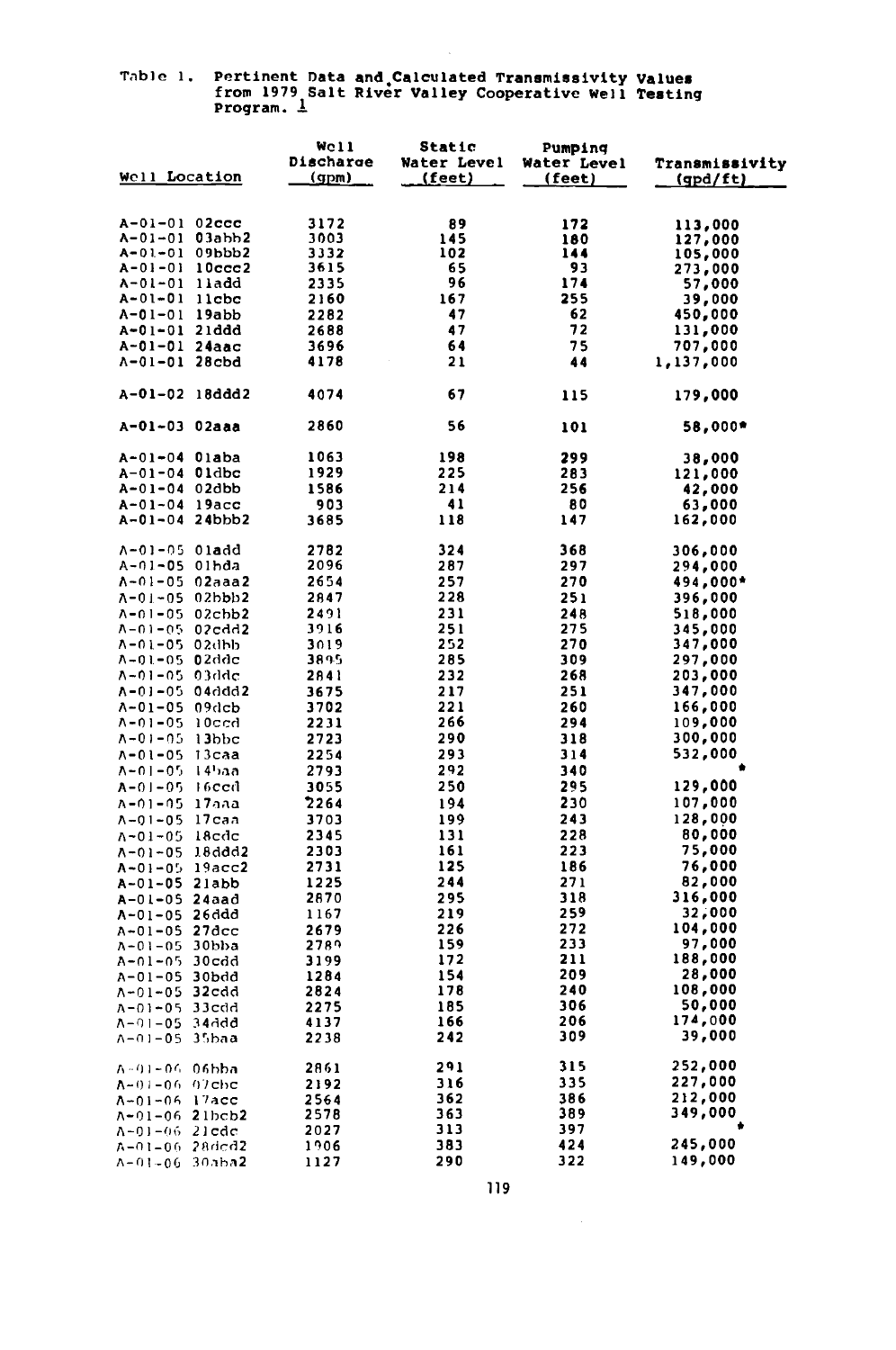Table 1. Pertinent Data and Calculated Transmissivity Values from 1979 Salt River Valley Cooperative Well Testing Program. [1]

| Well Location | Well Discharge (gpm) | Static Water Level (feet) | Pumping Water Level (feet) | Transmissivity (gpd/ft) |
|---|---|---|---|---|
| A-01-01 02ccc | 3172 | 89 | 172 | 113,000 |
| A-01-01 03abb2 | 3003 | 145 | 180 | 127,000 |
| A-01-01 09bbb2 | 3332 | 102 | 144 | 105,000 |
| A-01-01 10ccc2 | 3615 | 65 | 93 | 273,000 |
| A-01-01 11add | 2335 | 96 | 174 | 57,000 |
| A-01-01 11cbc | 2160 | 167 | 255 | 39,000 |
| A-01-01 19abb | 2282 | 47 | 62 | 450,000 |
| A-01-01 21ddd | 2688 | 47 | 72 | 131,000 |
| A-01-01 24aac | 3696 | 64 | 75 | 707,000 |
| A-01-01 28cbd | 4178 | 21 | 44 | 1,137,000 |
| A-01-02 18ddd2 | 4074 | 67 | 115 | 179,000 |
| A-01-03 02aaa | 2860 | 56 | 101 | 58,000* |
| A-01-04 01aba | 1063 | 198 | 299 | 38,000 |
| A-01-04 01dbc | 1929 | 225 | 283 | 121,000 |
| A-01-04 02dbb | 1586 | 214 | 256 | 42,000 |
| A-01-04 19acc | 903 | 41 | 80 | 63,000 |
| A-01-04 24bbb2 | 3685 | 118 | 147 | 162,000 |
| A-01-05 01add | 2782 | 324 | 368 | 306,000 |
| A-01-05 01bda | 2096 | 287 | 297 | 294,000 |
| A-01-05 02aaa2 | 2654 | 257 | 270 | 494,000* |
| A-01-05 02bbb2 | 2847 | 228 | 251 | 396,000 |
| A-01-05 02cbb2 | 2491 | 231 | 248 | 518,000 |
| A-01-05 02cdd2 | 3916 | 251 | 275 | 345,000 |
| A-01-05 02dbb | 3019 | 252 | 270 | 347,000 |
| A-01-05 02ddc | 3895 | 285 | 309 | 297,000 |
| A-01-05 03ddc | 2841 | 232 | 268 | 203,000 |
| A-01-05 04ddd2 | 3675 | 217 | 251 | 347,000 |
| A-01-05 09dcb | 3702 | 221 | 260 | 166,000 |
| A-01-05 10ccd | 2231 | 266 | 294 | 109,000 |
| A-01-05 13bbc | 2723 | 290 | 318 | 300,000 |
| A-01-05 13caa | 2254 | 293 | 314 | 532,000 |
| A-01-05 14baa | 2793 | 292 | 340 | * |
| A-01-05 16ccd | 3055 | 250 | 295 | 129,000 |
| A-01-05 17aaa | 2264 | 194 | 230 | 107,000 |
| A-01-05 17caa | 3703 | 199 | 243 | 128,000 |
| A-01-05 18cdc | 2345 | 131 | 228 | 80,000 |
| A-01-05 18ddd2 | 2303 | 161 | 223 | 75,000 |
| A-01-05 19acc2 | 2731 | 125 | 186 | 76,000 |
| A-01-05 21abb | 1225 | 244 | 271 | 82,000 |
| A-01-05 24aad | 2870 | 295 | 318 | 316,000 |
| A-01-05 26ddd | 1167 | 219 | 259 | 32,000 |
| A-01-05 27dcc | 2679 | 226 | 272 | 104,000 |
| A-01-05 30bba | 2789 | 159 | 233 | 97,000 |
| A-01-05 30cdd | 3199 | 172 | 211 | 188,000 |
| A-01-05 30bdd | 1284 | 154 | 209 | 28,000 |
| A-01-05 32cdd | 2824 | 178 | 240 | 108,000 |
| A-01-05 33cdd | 2275 | 185 | 306 | 50,000 |
| A-01-05 34ddd | 4137 | 166 | 206 | 174,000 |
| A-01-05 35baa | 2238 | 242 | 309 | 39,000 |
| A-01-06 06bba | 2861 | 291 | 315 | 252,000 |
| A-01-06 07cbc | 2192 | 316 | 335 | 227,000 |
| A-01-06 17acc | 2564 | 362 | 386 | 212,000 |
| A-01-06 21bcb2 | 2578 | 363 | 389 | 349,000 |
| A-01-06 21cdc | 2027 | 313 | 397 | * |
| A-01-06 28dcd2 | 1906 | 383 | 424 | 245,000 |
| A-01-06 30aba2 | 1127 | 290 | 322 | 149,000 |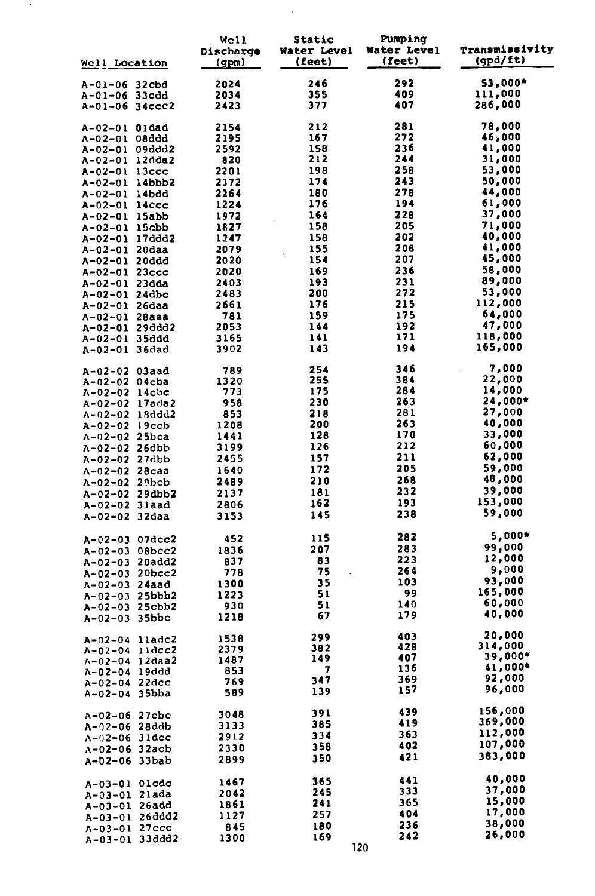| Well Location | Well Discharge (gpm) | Static Water Level (feet) | Pumping Water Level (feet) | Transmissivity (gpd/ft) |
|---|---|---|---|---|
| A-01-06 32cbd | 2024 | 246 | 292 | 53,000* |
| A-01-06 33cdd | 2034 | 355 | 409 | 111,000 |
| A-01-06 34ccc2 | 2423 | 377 | 407 | 286,000 |
| A-02-01 01dad | 2154 | 212 | 281 | 78,000 |
| A-02-01 08ddd | 2195 | 167 | 272 | 46,000 |
| A-02-01 09ddd2 | 2592 | 158 | 236 | 41,000 |
| A-02-01 12dda2 | 820 | 212 | 244 | 31,000 |
| A-02-01 13ccc | 2201 | 198 | 258 | 53,000 |
| A-02-01 14bbb2 | 2372 | 174 | 243 | 50,000 |
| A-02-01 14bdd | 2264 | 180 | 278 | 44,000 |
| A-02-01 14ccc | 1224 | 176 | 194 | 61,000 |
| A-02-01 15abb | 1972 | 164 | 228 | 37,000 |
| A-02-01 15cbb | 1827 | 158 | 205 | 71,000 |
| A-02-01 17ddd2 | 1247 | 158 | 202 | 40,000 |
| A-02-01 20daa | 2079 | 155 | 208 | 41,000 |
| A-02-01 20ddd | 2020 | 154 | 207 | 45,000 |
| A-02-01 23ccc | 2020 | 169 | 236 | 58,000 |
| A-02-01 23dda | 2403 | 193 | 231 | 89,000 |
| A-02-01 24dbc | 2483 | 200 | 272 | 53,000 |
| A-02-01 26daa | 2661 | 176 | 215 | 112,000 |
| A-02-01 28aaa | 781 | 159 | 175 | 64,000 |
| A-02-01 29ddd2 | 2053 | 144 | 192 | 47,000 |
| A-02-01 35ddd | 3165 | 141 | 171 | 118,000 |
| A-02-01 36dad | 3902 | 143 | 194 | 165,000 |
| A-02-02 03aad | 789 | 254 | 346 | 7,000 |
| A-02-02 04cba | 1320 | 255 | 384 | 22,000 |
| A-02-02 14cbc | 773 | 175 | 284 | 14,000 |
| A-02-02 17ada2 | 958 | 230 | 263 | 24,000* |
| A-02-02 18ddd2 | 853 | 218 | 281 | 27,000 |
| A-02-02 19ccb | 1208 | 200 | 263 | 40,000 |
| A-02-02 25bca | 1441 | 128 | 170 | 33,000 |
| A-02-02 26dbb | 3199 | 126 | 212 | 60,000 |
| A-02-02 27dbb | 2455 | 157 | 211 | 62,000 |
| A-02-02 28caa | 1640 | 172 | 205 | 59,000 |
| A-02-02 29bcb | 2489 | 210 | 268 | 48,000 |
| A-02-02 29dbb2 | 2137 | 181 | 232 | 39,000 |
| A-02-02 31aad | 2806 | 162 | 193 | 153,000 |
| A-02-02 32daa | 3153 | 145 | 238 | 59,000 |
| A-02-03 07dcc2 | 452 | 115 | 282 | 5,000* |
| A-02-03 08bcc2 | 1836 | 207 | 283 | 99,000 |
| A-02-03 20add2 | 837 | 83 | 223 | 12,000 |
| A-02-03 20bcc2 | 778 | 75 | 264 | 9,000 |
| A-02-03 24aad | 1300 | 35 | 103 | 93,000 |
| A-02-03 25bbb2 | 1223 | 51 | 99 | 165,000 |
| A-02-03 25cbb2 | 930 | 51 | 140 | 60,000 |
| A-02-03 35bbc | 1218 | 67 | 179 | 40,000 |
| A-02-04 11adc2 | 1538 | 299 | 403 | 20,000 |
| A-02-04 11dcc2 | 2379 | 382 | 428 | 314,000 |
| A-02-04 12daa2 | 1487 | 149 | 407 | 39,000* |
| A-02-04 19ddd | 853 | 7 | 136 | 41,000* |
| A-02-04 22dcc | 769 | 347 | 369 | 92,000 |
| A-02-04 35bba | 589 | 139 | 157 | 96,000 |
| A-02-06 27cbc | 3048 | 391 | 439 | 156,000 |
| A-02-06 28ddb | 3133 | 385 | 419 | 369,000 |
| A-02-06 31dcc | 2912 | 334 | 363 | 112,000 |
| A-02-06 32acb | 2330 | 358 | 402 | 107,000 |
| A-02-06 33bab | 2899 | 350 | 421 | 383,000 |
| A-03-01 01cdc | 1467 | 365 | 441 | 40,000 |
| A-03-01 21ada | 2042 | 245 | 333 | 37,000 |
| A-03-01 26add | 1861 | 241 | 365 | 15,000 |
| A-03-01 26ddd2 | 1127 | 257 | 404 | 17,000 |
| A-03-01 27ccc | 845 | 180 | 236 | 38,000 |
| A-03-01 33ddd2 | 1300 | 169 | 242 | 26,000 |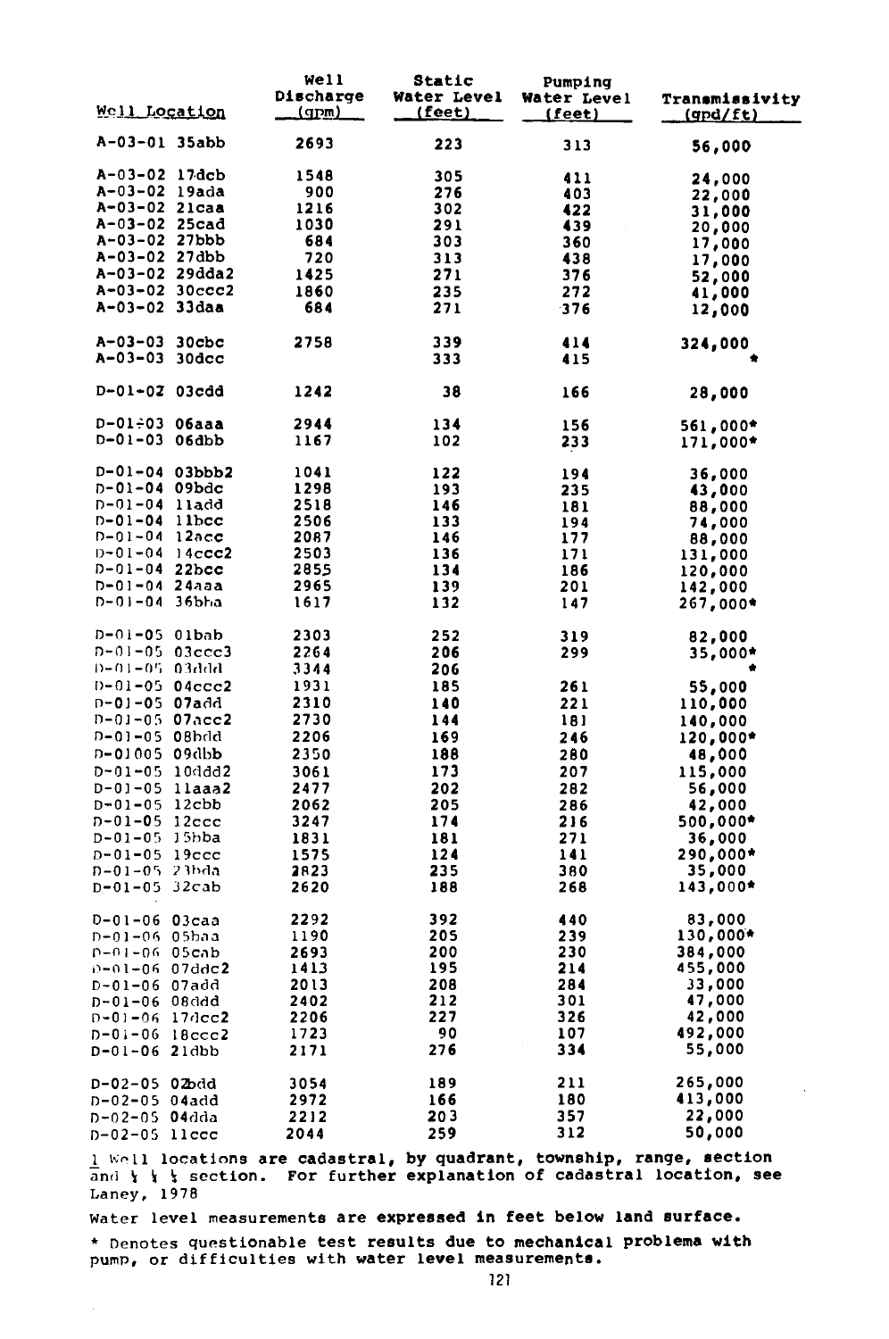| Well Location | Well Discharge (gpm) | Static Water Level (feet) | Pumping Water Level (feet) | Transmissivity (gpd/ft) |
|---|---|---|---|---|
| A-03-01 35abb | 2693 | 223 | 313 | 56,000 |
| A-03-02 17dcb | 1548 | 305 | 411 | 24,000 |
| A-03-02 19ada | 900 | 276 | 403 | 22,000 |
| A-03-02 21caa | 1216 | 302 | 422 | 31,000 |
| A-03-02 25cad | 1030 | 291 | 439 | 20,000 |
| A-03-02 27bbb | 684 | 303 | 360 | 17,000 |
| A-03-02 27dbb | 720 | 313 | 438 | 17,000 |
| A-03-02 29dda2 | 1425 | 271 | 376 | 52,000 |
| A-03-02 30ccc2 | 1860 | 235 | 272 | 41,000 |
| A-03-02 33daa | 684 | 271 | 376 | 12,000 |
| A-03-03 30cbc | 2758 | 339 | 414 | 324,000 |
| A-03-03 30dcc | | 333 | 415 | * |
| D-01-02 03cdd | 1242 | 38 | 166 | 28,000 |
| D-01-03 06aaa | 2944 | 134 | 156 | 561,000* |
| D-01-03 06dbb | 1167 | 102 | 233 | 171,000* |
| D-01-04 03bbb2 | 1041 | 122 | 194 | 36,000 |
| D-01-04 09bdc | 1298 | 193 | 235 | 43,000 |
| D-01-04 11add | 2518 | 146 | 181 | 88,000 |
| D-01-04 11bcc | 2506 | 133 | 194 | 74,000 |
| D-01-04 12acc | 2087 | 146 | 177 | 88,000 |
| D-01-04 14ccc2 | 2503 | 136 | 171 | 131,000 |
| D-01-04 22bcc | 2855 | 134 | 186 | 120,000 |
| D-01-04 24aaa | 2965 | 139 | 201 | 142,000 |
| D-01-04 36bba | 1617 | 132 | 147 | 267,000* |
| D-01-05 01bab | 2303 | 252 | 319 | 82,000 |
| D-01-05 03ccc3 | 2264 | 206 | 299 | 35,000* |
| D-01-05 03ddd | 3344 | 206 | | * |
| D-01-05 04ccc2 | 1931 | 185 | 261 | 55,000 |
| D-01-05 07add | 2310 | 140 | 221 | 110,000 |
| D-01-05 07acc2 | 2730 | 144 | 181 | 140,000 |
| D-01-05 08bdd | 2206 | 169 | 246 | 120,000* |
| D-01005 09dbb | 2350 | 188 | 280 | 48,000 |
| D-01-05 10ddd2 | 3061 | 173 | 207 | 115,000 |
| D-01-05 11aaa2 | 2477 | 202 | 282 | 56,000 |
| D-01-05 12cbb | 2062 | 205 | 286 | 42,000 |
| D-01-05 12ccc | 3247 | 174 | 216 | 500,000* |
| D-01-05 15bba | 1831 | 181 | 271 | 36,000 |
| D-01-05 19ccc | 1575 | 124 | 141 | 290,000* |
| D-01-05 23bda | 2823 | 235 | 380 | 35,000 |
| D-01-05 32cab | 2620 | 188 | 268 | 143,000* |
| D-01-06 03caa | 2292 | 392 | 440 | 83,000 |
| D-01-06 05baa | 1190 | 205 | 239 | 130,000* |
| D-01-06 05cab | 2693 | 200 | 230 | 384,000 |
| D-01-06 07ddc2 | 1413 | 195 | 214 | 455,000 |
| D-01-06 07add | 2013 | 208 | 284 | 33,000 |
| D-01-06 08ddd | 2402 | 212 | 301 | 47,000 |
| D-01-06 17dcc2 | 2206 | 227 | 326 | 42,000 |
| D-01-06 18ccc2 | 1723 | 90 | 107 | 492,000 |
| D-01-06 21dbb | 2171 | 276 | 334 | 55,000 |
| D-02-05 02bdd | 3054 | 189 | 211 | 265,000 |
| D-02-05 04add | 2972 | 166 | 180 | 413,000 |
| D-02-05 04dda | 2212 | 203 | 357 | 22,000 |
| D-02-05 11ccc | 2044 | 259 | 312 | 50,000 |

[1] Well locations are cadastral, by quadrant, township, range, section and ¼ ¼ ¼ section. For further explanation of cadastral location, see Laney, 1978

Water level measurements are expressed in feet below land surface.

* Denotes questionable test results due to mechanical problems with pump, or difficulties with water level measurements.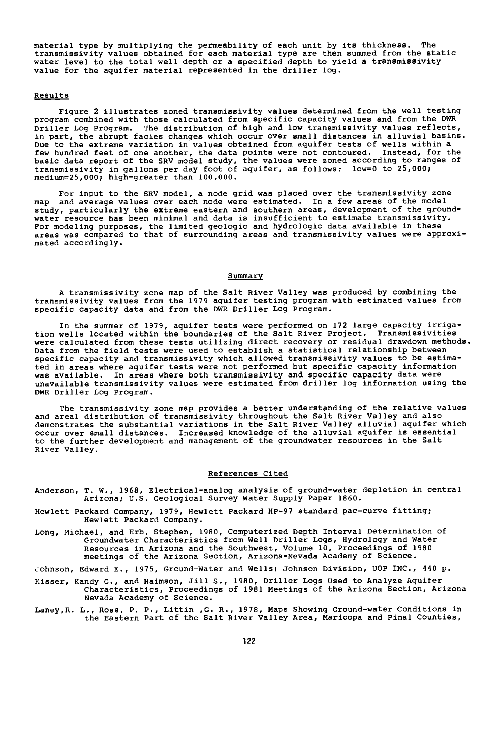material type by multiplying the permeability of each unit by its thickness. The transmissivity values obtained for each material type are then summed from the static water level to the total well depth or a specified depth to yield a transmissivity value for the aquifer material represented in the driller log.

## Results

Figure 2 illustrates zoned transmissivity values determined from the well testing program combined with those calculated from specific capacity values and from the DWR Driller Log Program. The distribution of high and low transmissivity values reflects, in part, the abrupt facies changes which occur over small distances in alluvial basins. Due to the extreme variation in values obtained from aquifer tests of wells within a few hundred feet of one another, the data points were not contoured. Instead, for the basic data report of the SRV model study, the values were zoned according to ranges of transmissivity in gallons per day foot of aquifer, as follows: low=0 to 25,000; medium=25,000; high=greater than 100,000.

For input to the SRV model, a node grid was placed over the transmissivity zone map and average values over each node were estimated. In a few areas of the model study, particularly the extreme eastern and southern areas, development of the groundwater resource has been minimal and data is insufficient to estimate transmissivity. For modeling purposes, the limited geologic and hydrologic data available in these areas was compared to that of surrounding areas and transmissivity values were approximated accordingly.

## Summary

A transmissivity zone map of the Salt River Valley was produced by combining the transmissivity values from the 1979 aquifer testing program with estimated values from specific capacity data and from the DWR Driller Log Program.

In the summer of 1979, aquifer tests were performed on 172 large capacity irrigation wells located within the boundaries of the Salt River Project. Transmissivities were calculated from these tests utilizing direct recovery or residual drawdown methods. Data from the field tests were used to establish a statistical relationship between specific capacity and transmissivity which allowed transmissivity values to be estimated in areas where aquifer tests were not performed but specific capacity information was available. In areas where both transmissivity and specific capacity data were unavailable transmissivity values were estimated from driller log information using the DWR Driller Log Program.

The transmissivity zone map provides a better understanding of the relative values and areal distribution of transmissivity throughout the Salt River Valley and also demonstrates the substantial variations in the Salt River Valley alluvial aquifer which occur over small distances. Increased knowledge of the alluvial aquifer is essential to the further development and management of the groundwater resources in the Salt River Valley.

## References Cited

Anderson, T. W., 1968, Electrical-analog analysis of ground-water depletion in central Arizona; U.S. Geological Survey Water Supply Paper 1860.

Hewlett Packard Company, 1979, Hewlett Packard HP-97 standard pac-curve fitting; Hewlett Packard Company.

Long, Michael, and Erb, Stephen, 1980, Computerized Depth Interval Determination of Groundwater Characteristics from Well Driller Logs, Hydrology and Water Resources in Arizona and the Southwest, Volume 10, Proceedings of 1980 meetings of the Arizona Section, Arizona-Nevada Academy of Science.

Johnson, Edward E., 1975, Ground-Water and Wells; Johnson Division, UOP INC., 440 p.

Kisser, Kandy G., and Haimson, Jill S., 1980, Driller Logs Used to Analyze Aquifer Characteristics, Proceedings of 1981 Meetings of the Arizona Section, Arizona Nevada Academy of Science.

Laney,R. L., Ross, P. P., Littin ,G. R., 1978, Maps Showing Ground-water Conditions in the Eastern Part of the Salt River Valley Area, Maricopa and Pinal Counties,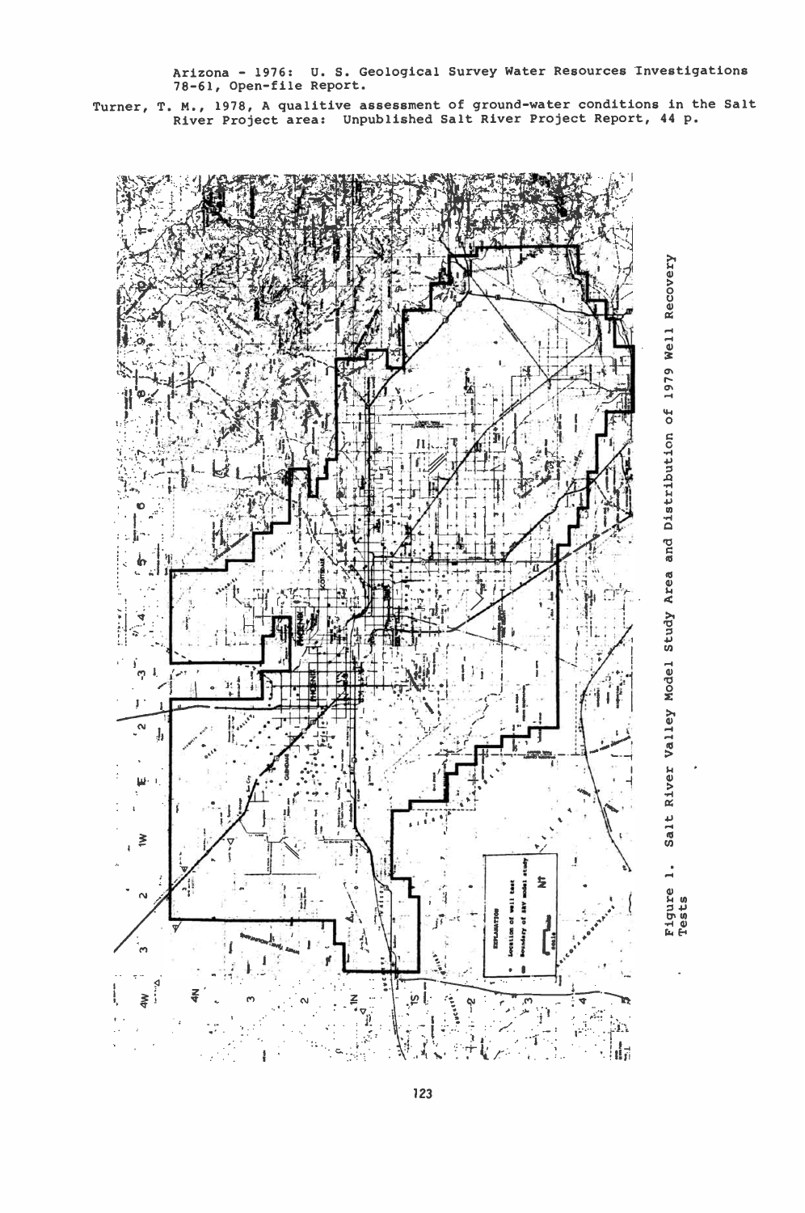Arizona - 1976: U. S. Geological Survey Water Resources Investigations 78-61, Open-file Report.

Turner, T. M., 1978, A qualitive assessment of ground-water conditions in the Salt River Project area: Unpublished Salt River Project Report, 44 p.

Figure 1. Salt River Valley Model Study Area and Distribution of 1979 Well Recovery Tests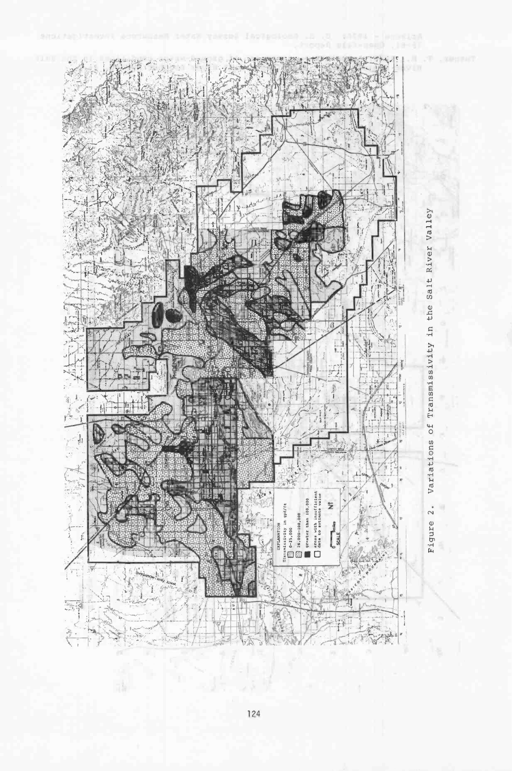Arizona - 1976: U. S. Geological Survey Water Resources Investigations 17-61, Open-file Report.

Thomas, T. H. ... of ground-water conditions in the Salt River ...

EXPLANATION
Transmissivity in gpd/ft
0-25,000
25,000-100,000
greater than 100,000
areas with insufficient data to estimate value

N

SCALE

Figure 2. Variations of Transmissivity in the Salt River Valley